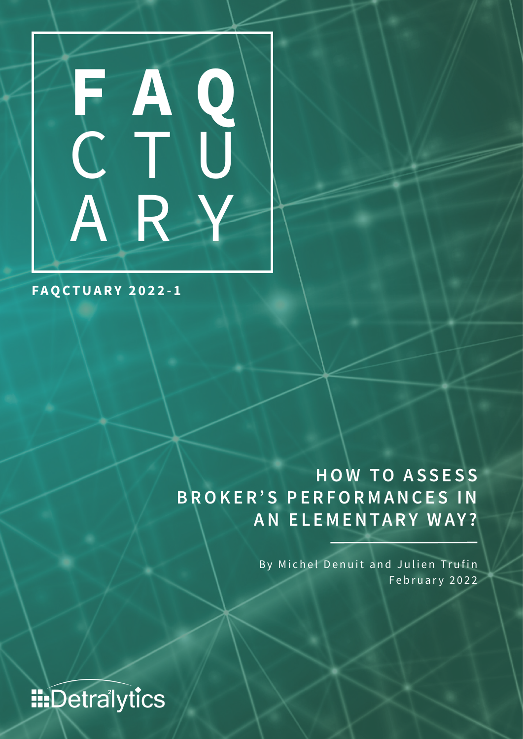# FAQ CTU ARY

**FAQCTUARY 2022-1**

## HOW TO ASSESS BROKER'S PERFORMANCES IN AN ELEMENTARY WAY?

By Michel Denuit and Julien Trufin

February 2022

Detralytics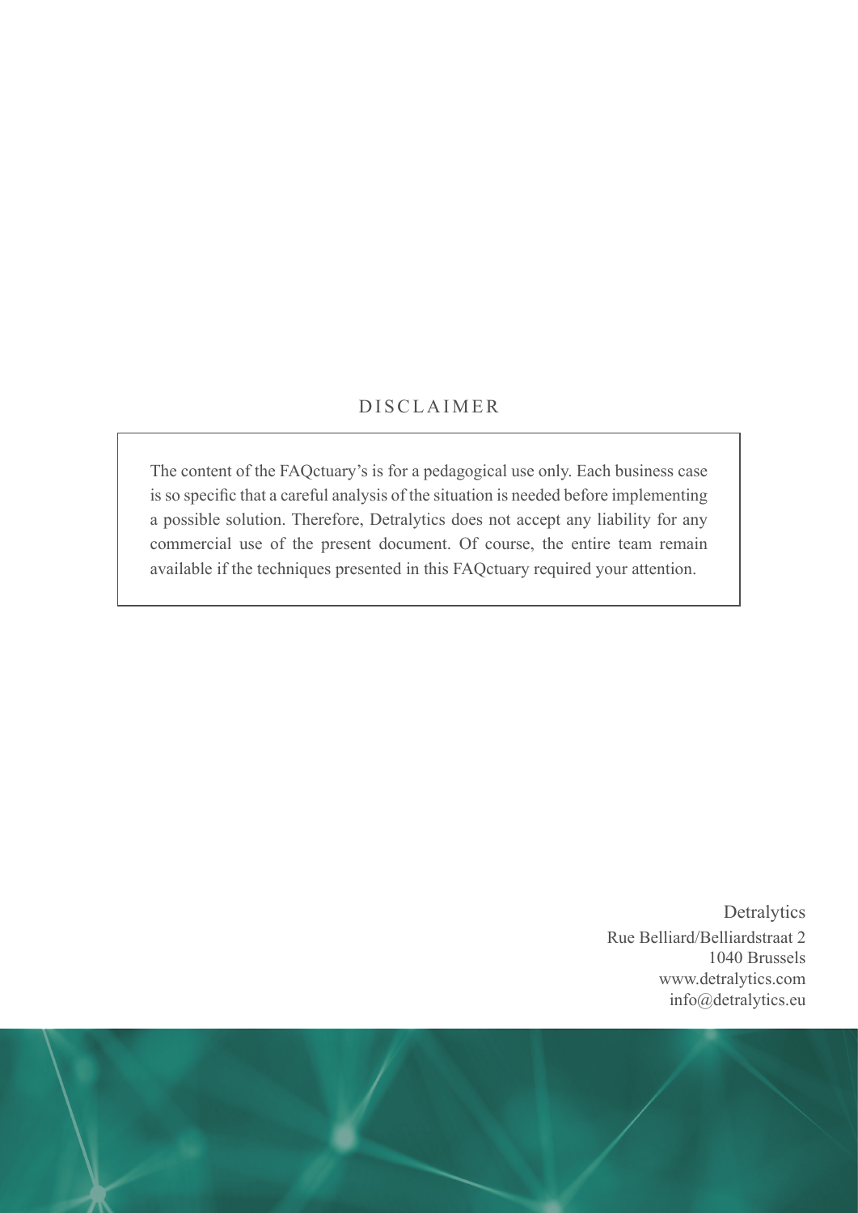## DISCLAIMER

The content of the FAQctuary's is for a pedagogical use only. Each business case is so specific that a careful analysis of the situation is needed before implementing a possible solution. Therefore, Detralytics does not accept any liability for any commercial use of the present document. Of course, the entire team remain available if the techniques presented in this FAQctuary required your attention.

Detralytics
Rue Belliard/Belliardstraat 2
1040 Brussels
www.detralytics.com
info@detralytics.eu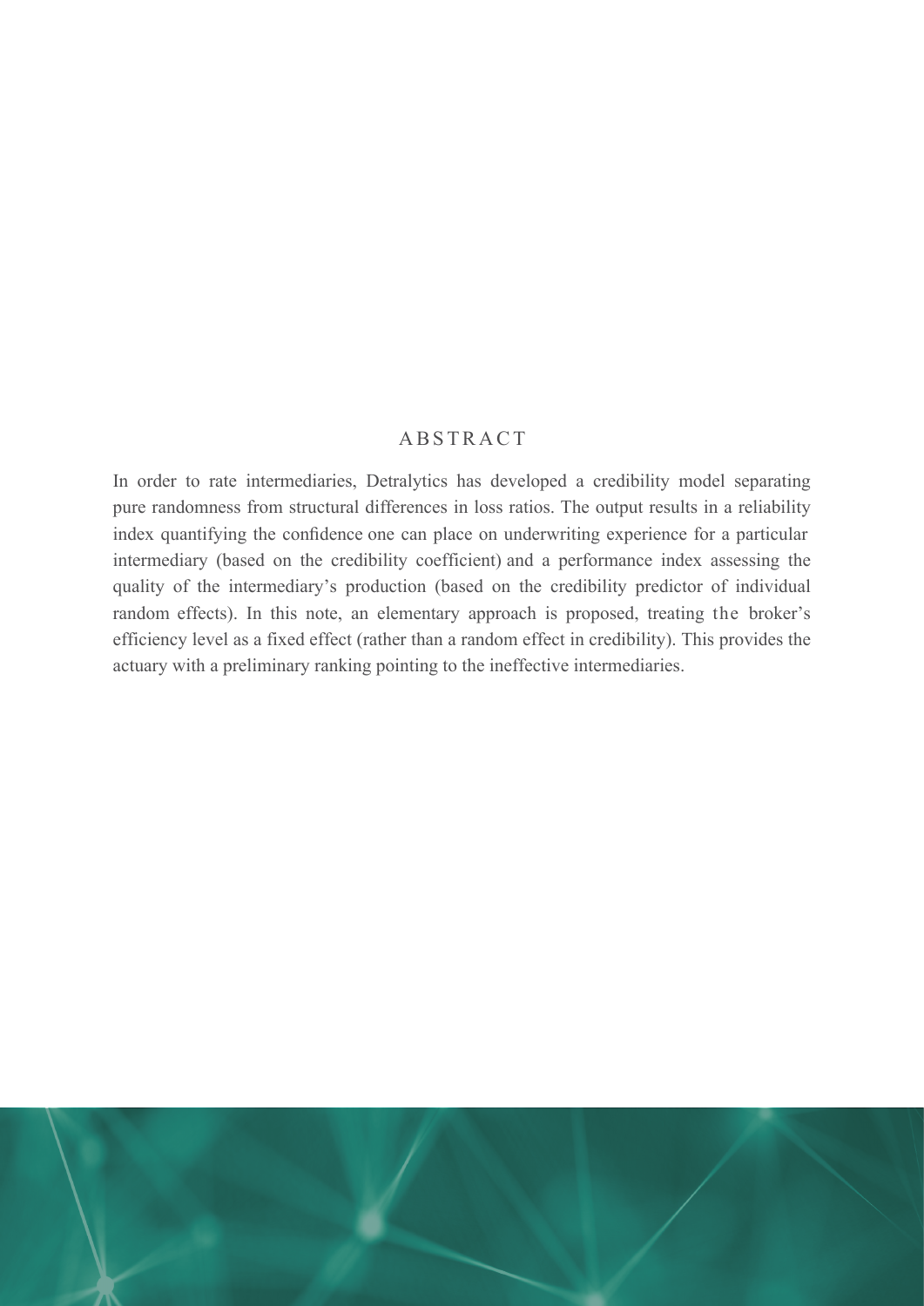## ABSTRACT

In order to rate intermediaries, Detralytics has developed a credibility model separating pure randomness from structural differences in loss ratios. The output results in a reliability index quantifying the confidence one can place on underwriting experience for a particular intermediary (based on the credibility coefficient) and a performance index assessing the quality of the intermediary's production (based on the credibility predictor of individual random effects). In this note, an elementary approach is proposed, treating the broker's efficiency level as a fixed effect (rather than a random effect in credibility). This provides the actuary with a preliminary ranking pointing to the ineffective intermediaries.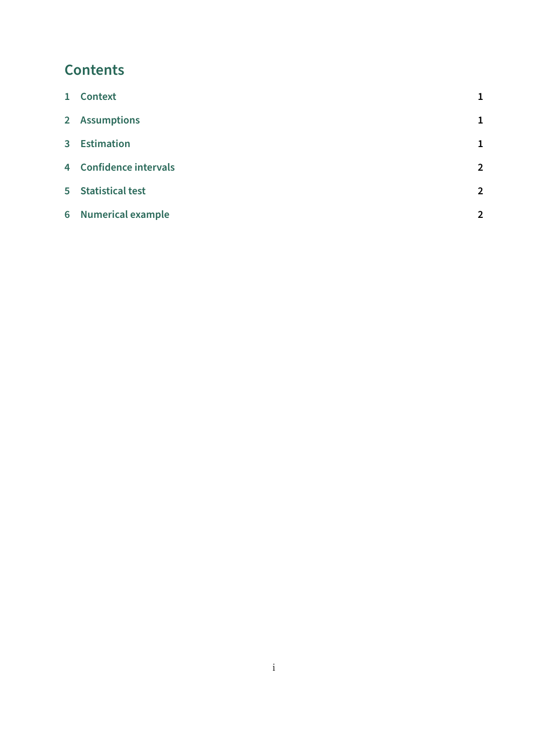# Contents

1 Context 1

2 Assumptions 1

3 Estimation 1

4 Confidence intervals 2

5 Statistical test 2

6 Numerical example 2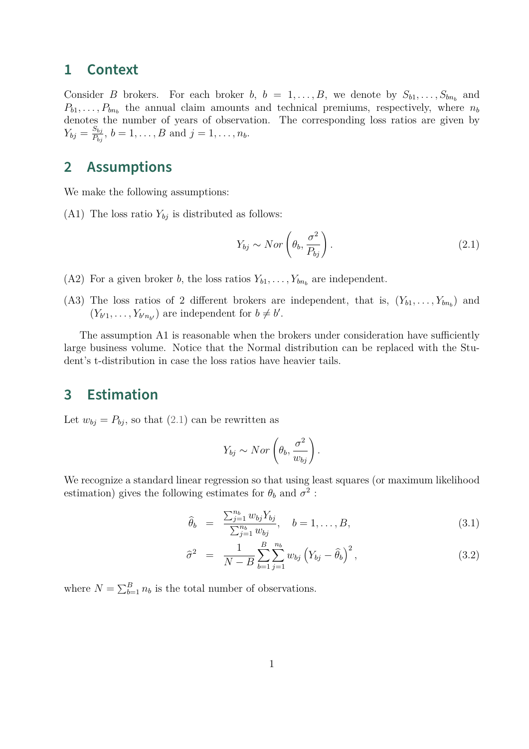## 1 Context

Consider $B$ brokers. For each broker $b$, $b = 1, \ldots, B$, we denote by $S_{b1}, \ldots, S_{bn_b}$ and $P_{b1}, \ldots, P_{bn_b}$ the annual claim amounts and technical premiums, respectively, where $n_b$ denotes the number of years of observation. The corresponding loss ratios are given by $Y_{bj} = \frac{S_{bj}}{P_{bj}}$, $b = 1, \ldots, B$ and $j = 1, \ldots, n_b$.

## 2 Assumptions

We make the following assumptions:

(A1) The loss ratio $Y_{bj}$ is distributed as follows:

$$Y_{bj} \sim Nor\left(\theta_b, \frac{\sigma^2}{P_{bj}}\right). \tag{2.1}$$

(A2) For a given broker $b$, the loss ratios $Y_{b1}, \ldots, Y_{bn_b}$ are independent.

(A3) The loss ratios of 2 different brokers are independent, that is, $(Y_{b1}, \ldots, Y_{bn_b})$ and $(Y_{b'1}, \ldots, Y_{b'n_{b'}})$ are independent for $b \neq b'$.

The assumption A1 is reasonable when the brokers under consideration have sufficiently large business volume. Notice that the Normal distribution can be replaced with the Student's t-distribution in case the loss ratios have heavier tails.

## 3 Estimation

Let $w_{bj} = P_{bj}$, so that (2.1) can be rewritten as

$$Y_{bj} \sim Nor\left(\theta_b, \frac{\sigma^2}{w_{bj}}\right).$$

We recognize a standard linear regression so that using least squares (or maximum likelihood estimation) gives the following estimates for $\theta_b$ and $\sigma^2$ :

$$\widehat{\theta}_b = \frac{\sum_{j=1}^{n_b} w_{bj} Y_{bj}}{\sum_{j=1}^{n_b} w_{bj}}, \quad b = 1, \ldots, B, \tag{3.1}$$

$$\widehat{\sigma}^2 = \frac{1}{N - B} \sum_{b=1}^{B} \sum_{j=1}^{n_b} w_{bj} \left(Y_{bj} - \widehat{\theta}_b\right)^2, \tag{3.2}$$

where $N = \sum_{b=1}^{B} n_b$ is the total number of observations.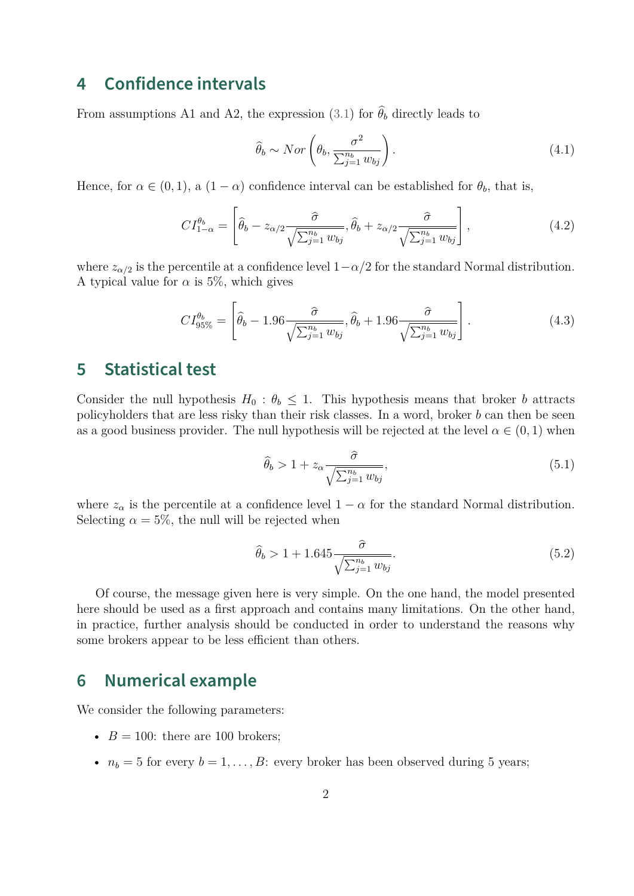## 4 Confidence intervals

From assumptions A1 and A2, the expression (3.1) for $\widehat{\theta}_b$ directly leads to

$$\widehat{\theta}_b \sim Nor\left(\theta_b, \frac{\sigma^2}{\sum_{j=1}^{n_b} w_{bj}}\right). \tag{4.1}$$

Hence, for $\alpha \in (0, 1)$, a $(1 - \alpha)$ confidence interval can be established for $\theta_b$, that is,

$$CI_{1-\alpha}^{\theta_b} = \left[\widehat{\theta}_b - z_{\alpha/2}\frac{\widehat{\sigma}}{\sqrt{\sum_{j=1}^{n_b} w_{bj}}}, \widehat{\theta}_b + z_{\alpha/2}\frac{\widehat{\sigma}}{\sqrt{\sum_{j=1}^{n_b} w_{bj}}}\right], \tag{4.2}$$

where $z_{\alpha/2}$ is the percentile at a confidence level $1-\alpha/2$ for the standard Normal distribution. A typical value for $\alpha$ is 5%, which gives

$$CI_{95\%}^{\theta_b} = \left[\widehat{\theta}_b - 1.96\frac{\widehat{\sigma}}{\sqrt{\sum_{j=1}^{n_b} w_{bj}}}, \widehat{\theta}_b + 1.96\frac{\widehat{\sigma}}{\sqrt{\sum_{j=1}^{n_b} w_{bj}}}\right]. \tag{4.3}$$

## 5 Statistical test

Consider the null hypothesis $H_0 : \theta_b \leq 1$. This hypothesis means that broker $b$ attracts policyholders that are less risky than their risk classes. In a word, broker $b$ can then be seen as a good business provider. The null hypothesis will be rejected at the level $\alpha \in (0, 1)$ when

$$\widehat{\theta}_b > 1 + z_{\alpha}\frac{\widehat{\sigma}}{\sqrt{\sum_{j=1}^{n_b} w_{bj}}}, \tag{5.1}$$

where $z_{\alpha}$ is the percentile at a confidence level $1 - \alpha$ for the standard Normal distribution. Selecting $\alpha = 5\%$, the null will be rejected when

$$\widehat{\theta}_b > 1 + 1.645\frac{\widehat{\sigma}}{\sqrt{\sum_{j=1}^{n_b} w_{bj}}}. \tag{5.2}$$

Of course, the message given here is very simple. On the one hand, the model presented here should be used as a first approach and contains many limitations. On the other hand, in practice, further analysis should be conducted in order to understand the reasons why some brokers appear to be less efficient than others.

## 6 Numerical example

We consider the following parameters:

- $B = 100$: there are 100 brokers;
- $n_b = 5$ for every $b = 1, \ldots, B$: every broker has been observed during 5 years;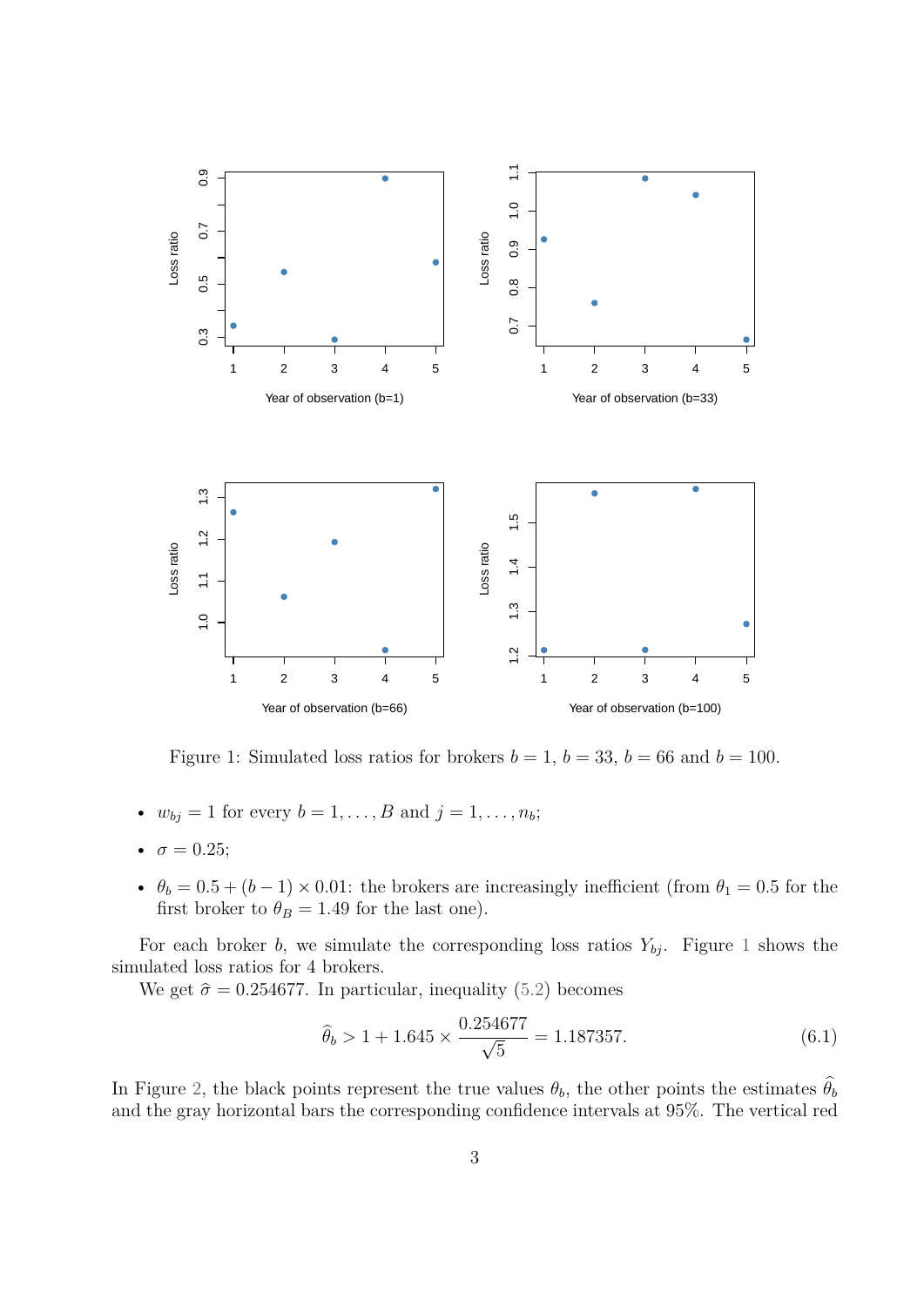Figure 1: Simulated loss ratios for brokers $b = 1$, $b = 33$, $b = 66$ and $b = 100$.

- $w_{bj} = 1$ for every $b = 1, \ldots, B$ and $j = 1, \ldots, n_b$;
- $\sigma = 0.25$;
- $\theta_b = 0.5 + (b - 1) \times 0.01$: the brokers are increasingly inefficient (from $\theta_1 = 0.5$ for the first broker to $\theta_B = 1.49$ for the last one).

For each broker $b$, we simulate the corresponding loss ratios $Y_{bj}$. Figure 1 shows the simulated loss ratios for 4 brokers.

We get $\widehat{\sigma} = 0.254677$. In particular, inequality (5.2) becomes

$$\widehat{\theta}_b > 1 + 1.645 \times \frac{0.254677}{\sqrt{5}} = 1.187357. \tag{6.1}$$

In Figure 2, the black points represent the true values $\theta_b$, the other points the estimates $\widehat{\theta}_b$ and the gray horizontal bars the corresponding confidence intervals at 95%. The vertical red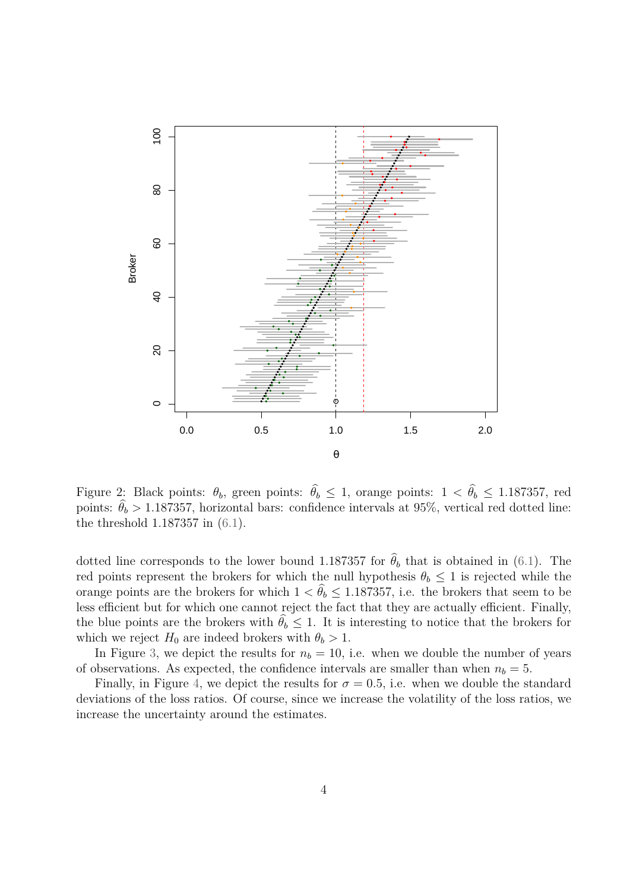Figure 2: Black points: $\theta_b$, green points: $\widehat{\theta}_b \leq 1$, orange points: $1 < \widehat{\theta}_b \leq 1.187357$, red points: $\widehat{\theta}_b > 1.187357$, horizontal bars: confidence intervals at 95%, vertical red dotted line: the threshold 1.187357 in (6.1).

dotted line corresponds to the lower bound 1.187357 for $\widehat{\theta}_b$ that is obtained in (6.1). The red points represent the brokers for which the null hypothesis $\theta_b \leq 1$ is rejected while the orange points are the brokers for which $1 < \widehat{\theta}_b \leq 1.187357$, i.e. the brokers that seem to be less efficient but for which one cannot reject the fact that they are actually efficient. Finally, the blue points are the brokers with $\widehat{\theta}_b \leq 1$. It is interesting to notice that the brokers for which we reject $H_0$ are indeed brokers with $\theta_b > 1$.

In Figure 3, we depict the results for $n_b = 10$, i.e. when we double the number of years of observations. As expected, the confidence intervals are smaller than when $n_b = 5$.

Finally, in Figure 4, we depict the results for $\sigma = 0.5$, i.e. when we double the standard deviations of the loss ratios. Of course, since we increase the volatility of the loss ratios, we increase the uncertainty around the estimates.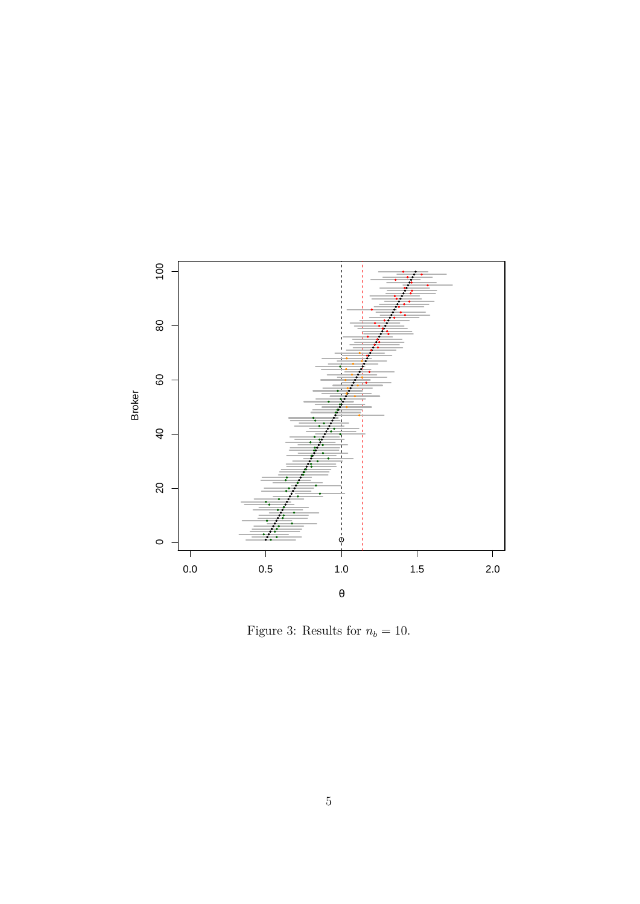Figure 3: Results for $n_b = 10$.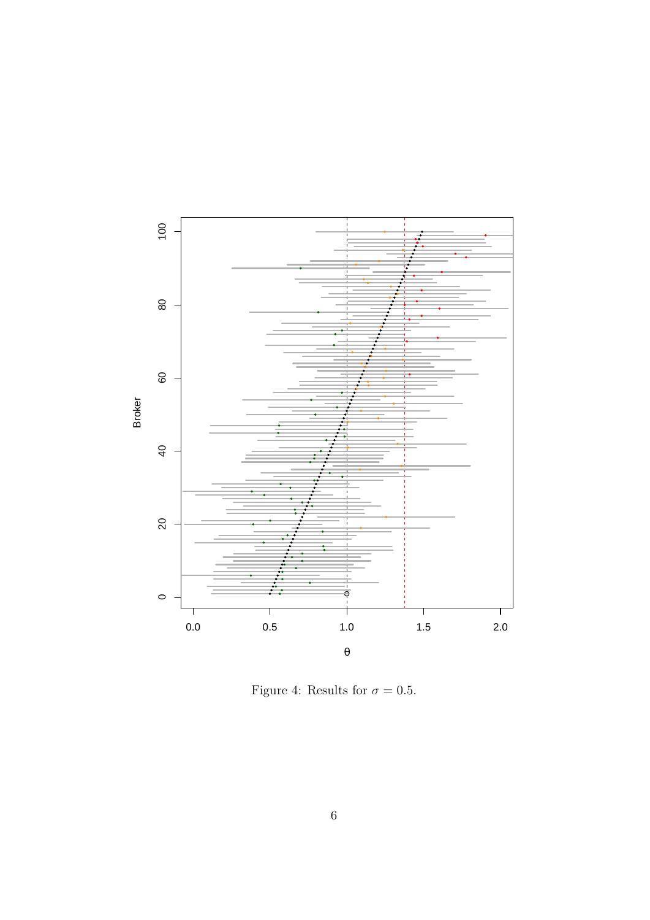Figure 4: Results for $\sigma = 0.5$.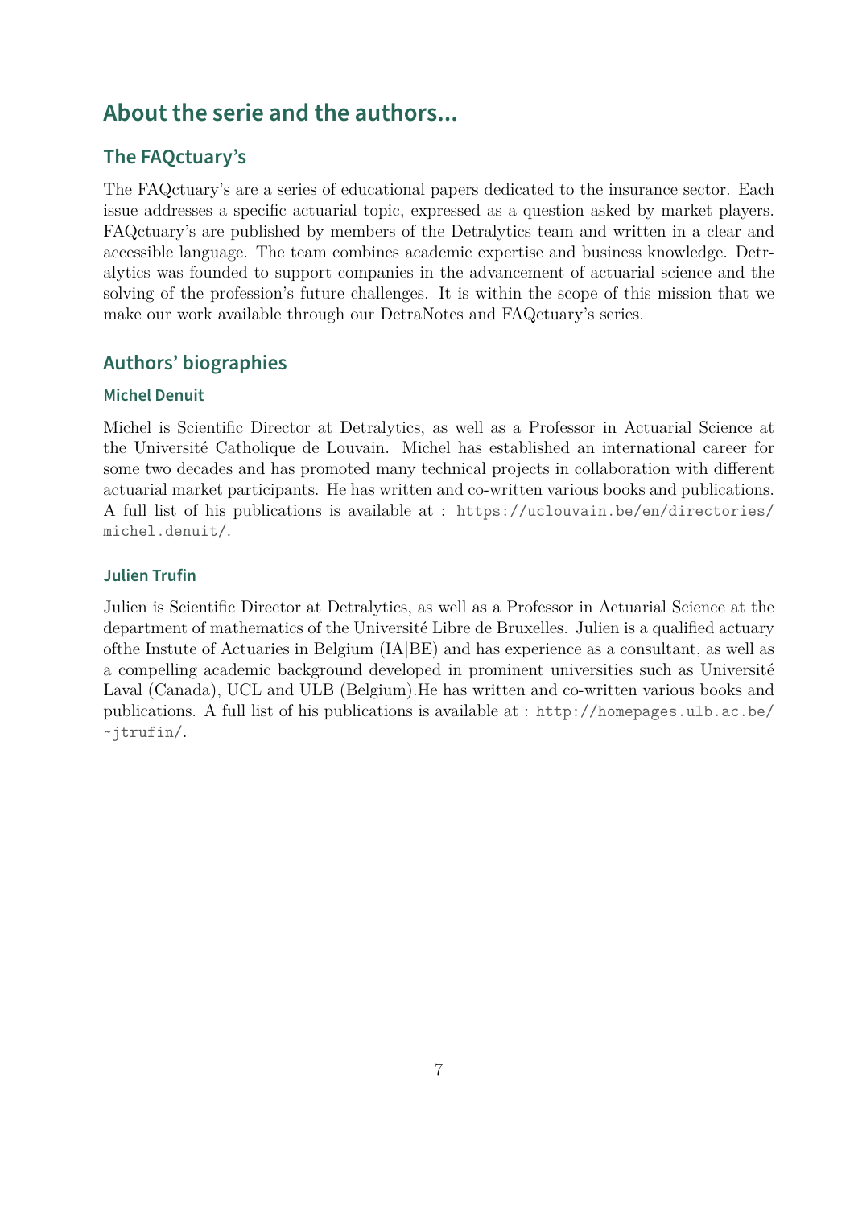## About the serie and the authors...

### The FAQctuary's

The FAQctuary's are a series of educational papers dedicated to the insurance sector. Each issue addresses a specific actuarial topic, expressed as a question asked by market players. FAQctuary's are published by members of the Detralytics team and written in a clear and accessible language. The team combines academic expertise and business knowledge. Detralytics was founded to support companies in the advancement of actuarial science and the solving of the profession's future challenges. It is within the scope of this mission that we make our work available through our DetraNotes and FAQctuary's series.

### Authors' biographies

#### Michel Denuit

Michel is Scientific Director at Detralytics, as well as a Professor in Actuarial Science at the Université Catholique de Louvain. Michel has established an international career for some two decades and has promoted many technical projects in collaboration with different actuarial market participants. He has written and co-written various books and publications. A full list of his publications is available at : https://uclouvain.be/en/directories/michel.denuit/.

#### Julien Trufin

Julien is Scientific Director at Detralytics, as well as a Professor in Actuarial Science at the department of mathematics of the Université Libre de Bruxelles. Julien is a qualified actuary ofthe Instute of Actuaries in Belgium (IA|BE) and has experience as a consultant, as well as a compelling academic background developed in prominent universities such as Université Laval (Canada), UCL and ULB (Belgium).He has written and co-written various books and publications. A full list of his publications is available at : http://homepages.ulb.ac.be/~jtrufin/.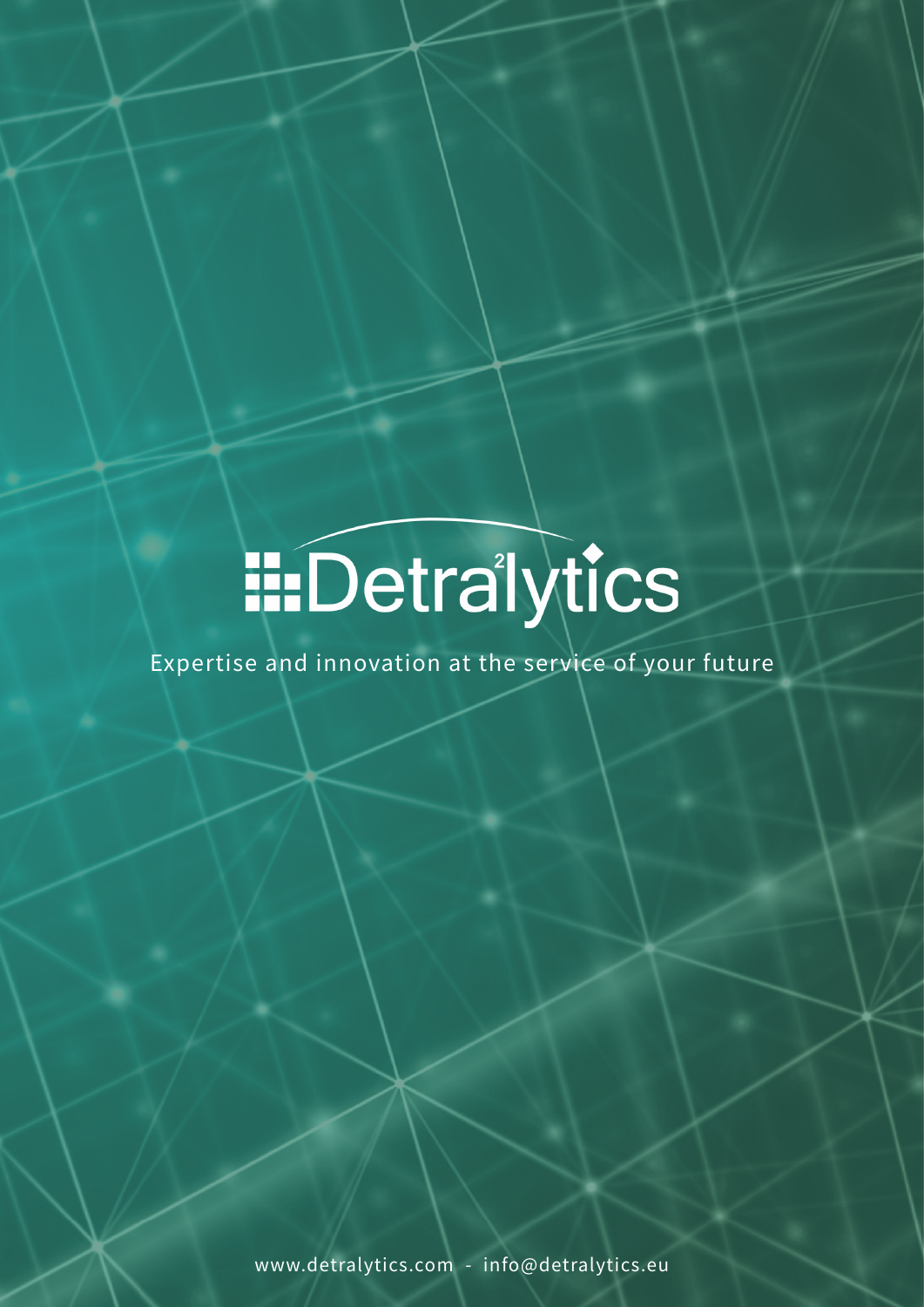# Detralytics

Expertise and innovation at the service of your future

www.detralytics.com - info@detralytics.eu